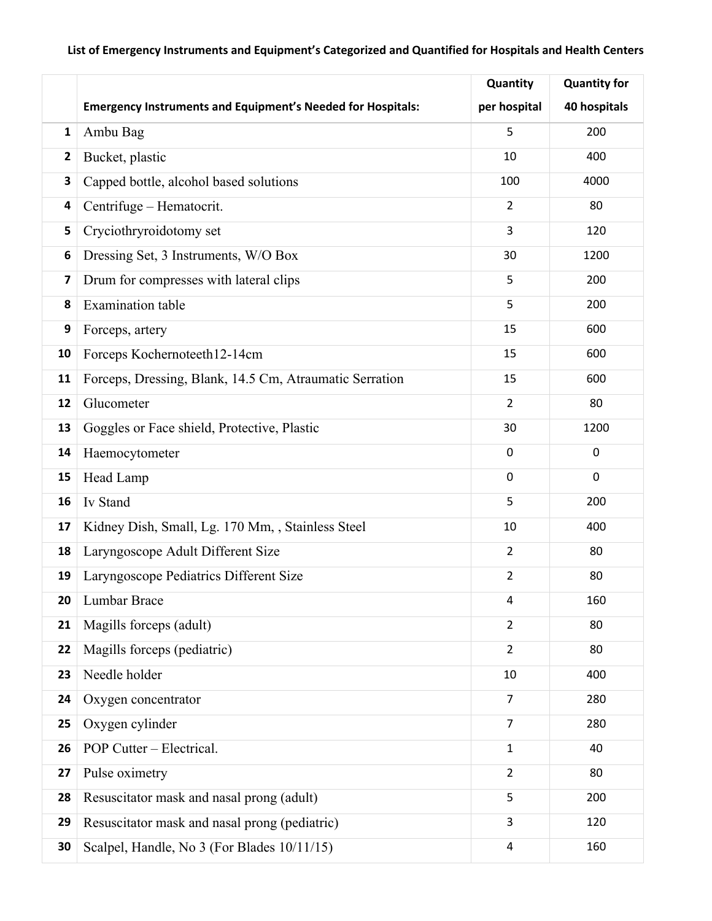**List of Emergency Instruments and Equipment's Categorized and Quantified for Hospitals and Health Centers**

| | Emergency Instruments and Equipment's Needed for Hospitals: | Quantity per hospital | Quantity for 40 hospitals |
|---|---|---|---|
| 1 | Ambu Bag | 5 | 200 |
| 2 | Bucket, plastic | 10 | 400 |
| 3 | Capped bottle, alcohol based solutions | 100 | 4000 |
| 4 | Centrifuge – Hematocrit. | 2 | 80 |
| 5 | Cryciothryroidotomy set | 3 | 120 |
| 6 | Dressing Set, 3 Instruments, W/O Box | 30 | 1200 |
| 7 | Drum for compresses with lateral clips | 5 | 200 |
| 8 | Examination table | 5 | 200 |
| 9 | Forceps, artery | 15 | 600 |
| 10 | Forceps Kochernoteeth12-14cm | 15 | 600 |
| 11 | Forceps, Dressing, Blank, 14.5 Cm, Atraumatic Serration | 15 | 600 |
| 12 | Glucometer | 2 | 80 |
| 13 | Goggles or Face shield, Protective, Plastic | 30 | 1200 |
| 14 | Haemocytometer | 0 | 0 |
| 15 | Head Lamp | 0 | 0 |
| 16 | Iv Stand | 5 | 200 |
| 17 | Kidney Dish, Small, Lg. 170 Mm, , Stainless Steel | 10 | 400 |
| 18 | Laryngoscope Adult Different Size | 2 | 80 |
| 19 | Laryngoscope Pediatrics Different Size | 2 | 80 |
| 20 | Lumbar Brace | 4 | 160 |
| 21 | Magills forceps (adult) | 2 | 80 |
| 22 | Magills forceps (pediatric) | 2 | 80 |
| 23 | Needle holder | 10 | 400 |
| 24 | Oxygen concentrator | 7 | 280 |
| 25 | Oxygen cylinder | 7 | 280 |
| 26 | POP Cutter – Electrical. | 1 | 40 |
| 27 | Pulse oximetry | 2 | 80 |
| 28 | Resuscitator mask and nasal prong (adult) | 5 | 200 |
| 29 | Resuscitator mask and nasal prong (pediatric) | 3 | 120 |
| 30 | Scalpel, Handle, No 3 (For Blades 10/11/15) | 4 | 160 |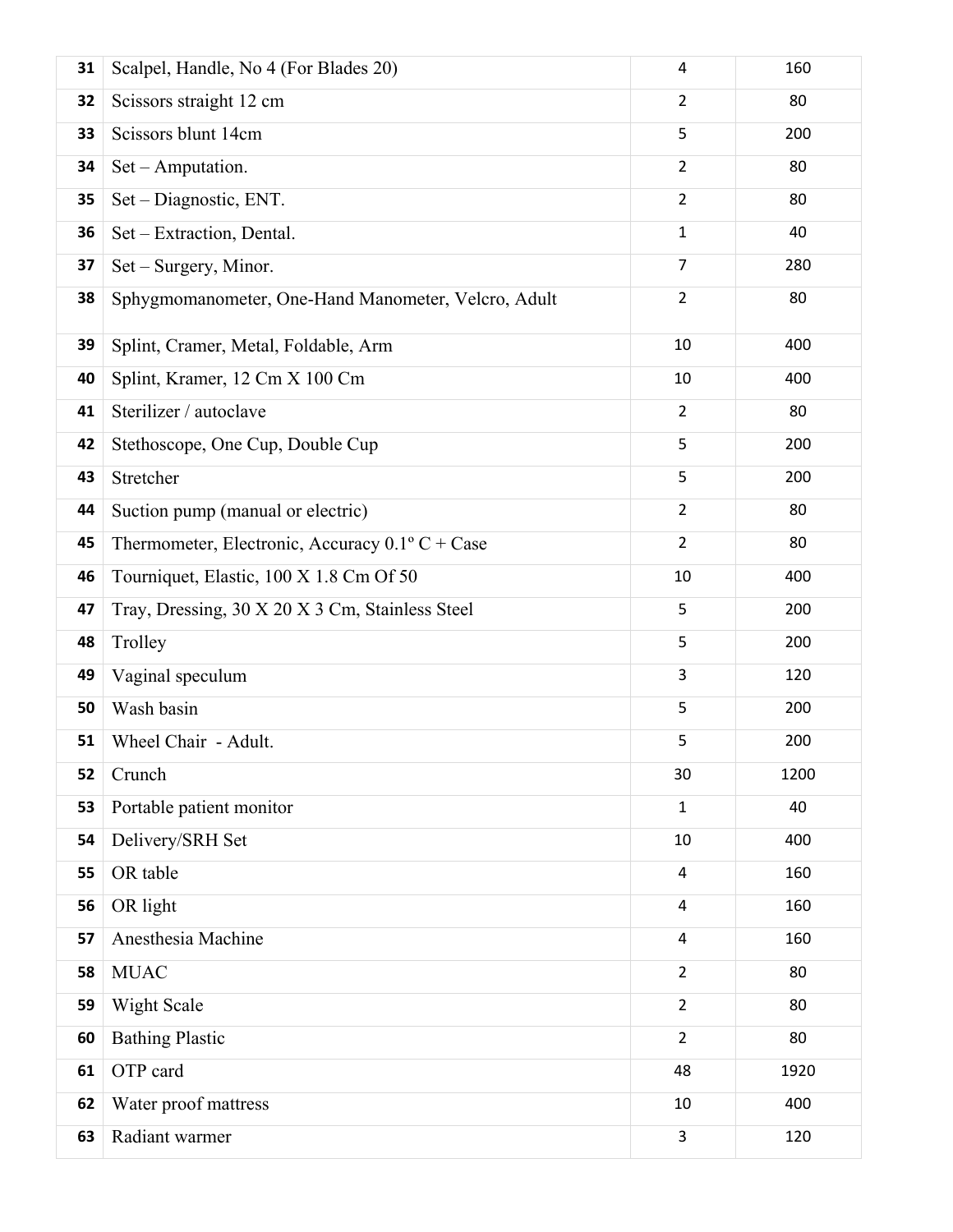| 31 | Scalpel, Handle, No 4 (For Blades 20) | 4 | 160 |
|---|---|---|---|
| 32 | Scissors straight 12 cm | 2 | 80 |
| 33 | Scissors blunt 14cm | 5 | 200 |
| 34 | Set – Amputation. | 2 | 80 |
| 35 | Set – Diagnostic, ENT. | 2 | 80 |
| 36 | Set – Extraction, Dental. | 1 | 40 |
| 37 | Set – Surgery, Minor. | 7 | 280 |
| 38 | Sphygmomanometer, One-Hand Manometer, Velcro, Adult | 2 | 80 |
| 39 | Splint, Cramer, Metal, Foldable, Arm | 10 | 400 |
| 40 | Splint, Kramer, 12 Cm X 100 Cm | 10 | 400 |
| 41 | Sterilizer / autoclave | 2 | 80 |
| 42 | Stethoscope, One Cup, Double Cup | 5 | 200 |
| 43 | Stretcher | 5 | 200 |
| 44 | Suction pump (manual or electric) | 2 | 80 |
| 45 | Thermometer, Electronic, Accuracy 0.1º C + Case | 2 | 80 |
| 46 | Tourniquet, Elastic, 100 X 1.8 Cm Of 50 | 10 | 400 |
| 47 | Tray, Dressing, 30 X 20 X 3 Cm, Stainless Steel | 5 | 200 |
| 48 | Trolley | 5 | 200 |
| 49 | Vaginal speculum | 3 | 120 |
| 50 | Wash basin | 5 | 200 |
| 51 | Wheel Chair - Adult. | 5 | 200 |
| 52 | Crunch | 30 | 1200 |
| 53 | Portable patient monitor | 1 | 40 |
| 54 | Delivery/SRH Set | 10 | 400 |
| 55 | OR table | 4 | 160 |
| 56 | OR light | 4 | 160 |
| 57 | Anesthesia Machine | 4 | 160 |
| 58 | MUAC | 2 | 80 |
| 59 | Wight Scale | 2 | 80 |
| 60 | Bathing Plastic | 2 | 80 |
| 61 | OTP card | 48 | 1920 |
| 62 | Water proof mattress | 10 | 400 |
| 63 | Radiant warmer | 3 | 120 |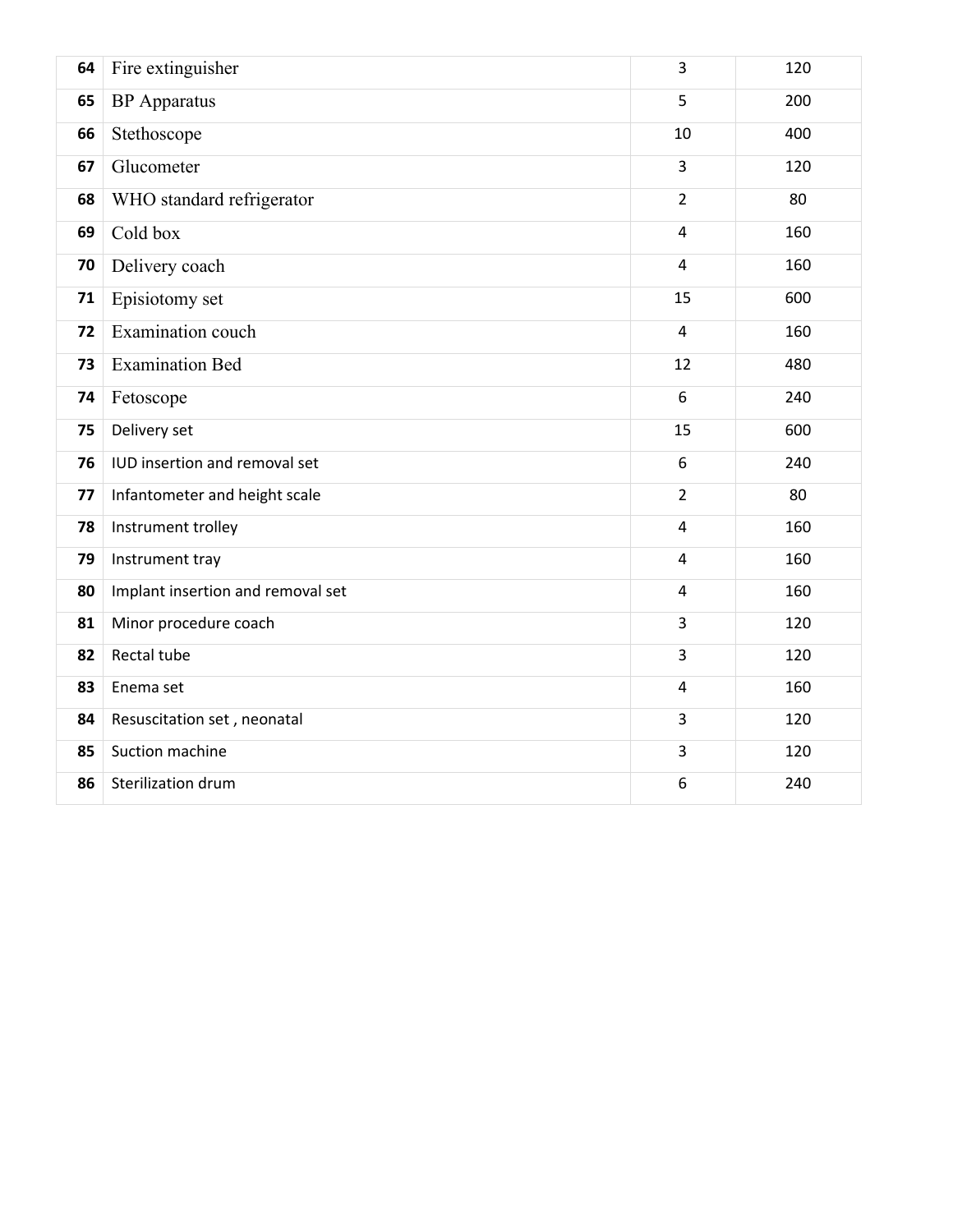|  |  |  |  |
|---|---|---|---|
| **64** | Fire extinguisher | 3 | 120 |
| **65** | BP Apparatus | 5 | 200 |
| **66** | Stethoscope | 10 | 400 |
| **67** | Glucometer | 3 | 120 |
| **68** | WHO standard refrigerator | 2 | 80 |
| **69** | Cold box | 4 | 160 |
| **70** | Delivery coach | 4 | 160 |
| **71** | Episiotomy set | 15 | 600 |
| **72** | Examination couch | 4 | 160 |
| **73** | Examination Bed | 12 | 480 |
| **74** | Fetoscope | 6 | 240 |
| **75** | Delivery set | 15 | 600 |
| **76** | IUD insertion and removal set | 6 | 240 |
| **77** | Infantometer and height scale | 2 | 80 |
| **78** | Instrument trolley | 4 | 160 |
| **79** | Instrument tray | 4 | 160 |
| **80** | Implant insertion and removal set | 4 | 160 |
| **81** | Minor procedure coach | 3 | 120 |
| **82** | Rectal tube | 3 | 120 |
| **83** | Enema set | 4 | 160 |
| **84** | Resuscitation set , neonatal | 3 | 120 |
| **85** | Suction machine | 3 | 120 |
| **86** | Sterilization drum | 6 | 240 |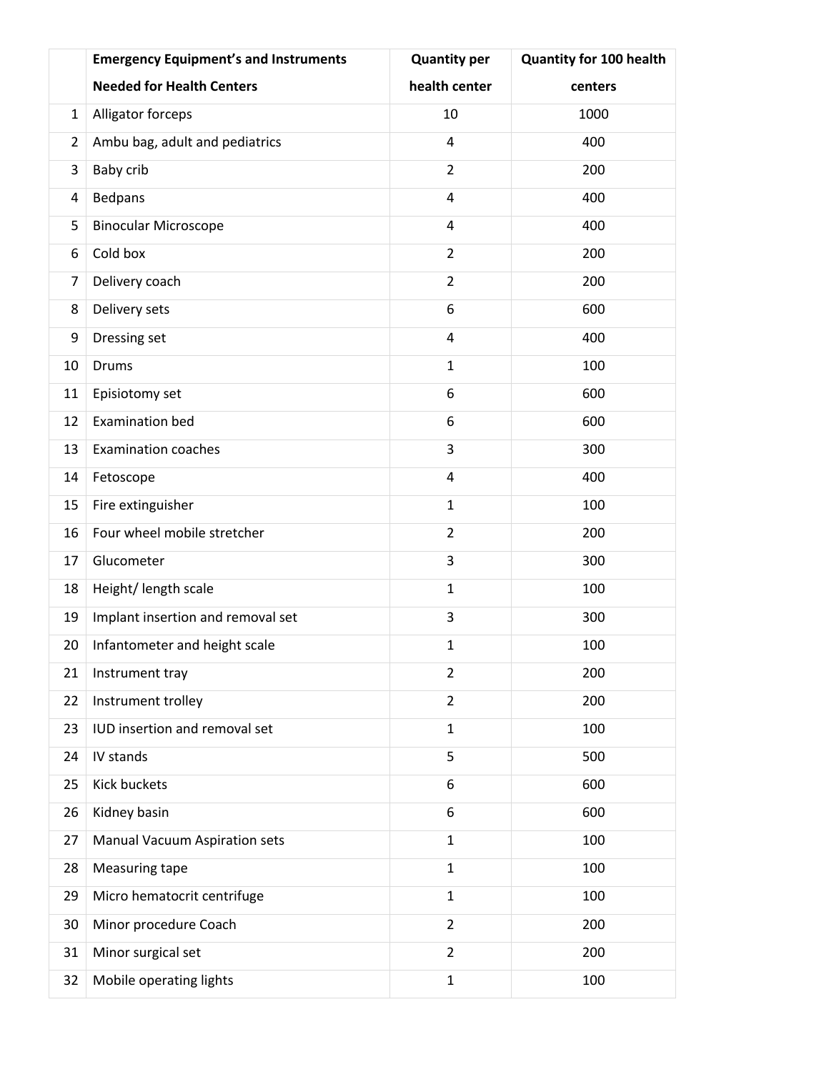| | Emergency Equipment's and Instruments Needed for Health Centers | Quantity per health center | Quantity for 100 health centers |
|---|---|---|---|
| 1 | Alligator forceps | 10 | 1000 |
| 2 | Ambu bag, adult and pediatrics | 4 | 400 |
| 3 | Baby crib | 2 | 200 |
| 4 | Bedpans | 4 | 400 |
| 5 | Binocular Microscope | 4 | 400 |
| 6 | Cold box | 2 | 200 |
| 7 | Delivery coach | 2 | 200 |
| 8 | Delivery sets | 6 | 600 |
| 9 | Dressing set | 4 | 400 |
| 10 | Drums | 1 | 100 |
| 11 | Episiotomy set | 6 | 600 |
| 12 | Examination bed | 6 | 600 |
| 13 | Examination coaches | 3 | 300 |
| 14 | Fetoscope | 4 | 400 |
| 15 | Fire extinguisher | 1 | 100 |
| 16 | Four wheel mobile stretcher | 2 | 200 |
| 17 | Glucometer | 3 | 300 |
| 18 | Height/ length scale | 1 | 100 |
| 19 | Implant insertion and removal set | 3 | 300 |
| 20 | Infantometer and height scale | 1 | 100 |
| 21 | Instrument tray | 2 | 200 |
| 22 | Instrument trolley | 2 | 200 |
| 23 | IUD insertion and removal set | 1 | 100 |
| 24 | IV stands | 5 | 500 |
| 25 | Kick buckets | 6 | 600 |
| 26 | Kidney basin | 6 | 600 |
| 27 | Manual Vacuum Aspiration sets | 1 | 100 |
| 28 | Measuring tape | 1 | 100 |
| 29 | Micro hematocrit centrifuge | 1 | 100 |
| 30 | Minor procedure Coach | 2 | 200 |
| 31 | Minor surgical set | 2 | 200 |
| 32 | Mobile operating lights | 1 | 100 |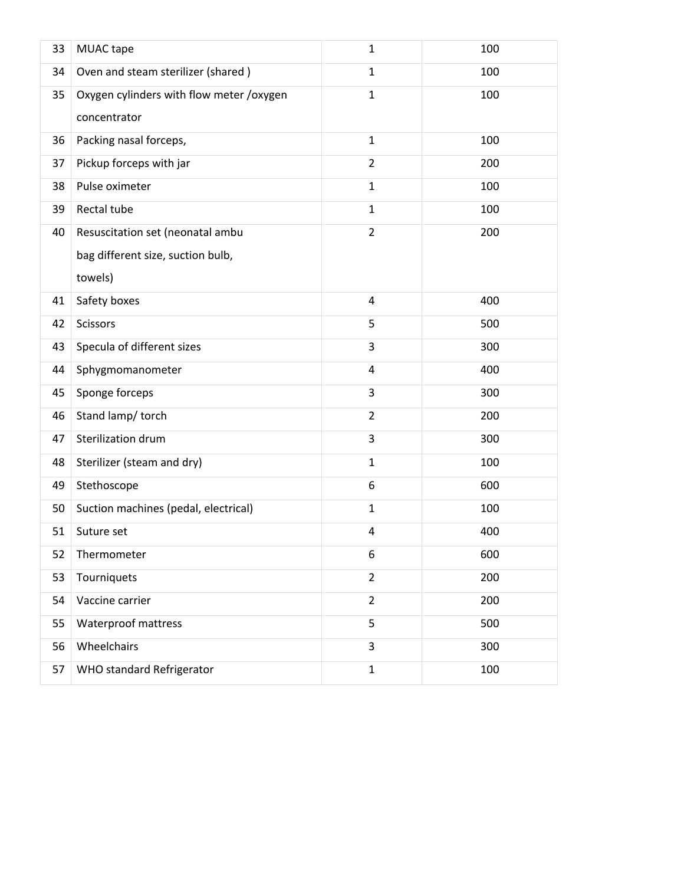| | | | |
|---|---|---|---|
| 33 | MUAC tape | 1 | 100 |
| 34 | Oven and steam sterilizer (shared ) | 1 | 100 |
| 35 | Oxygen cylinders with flow meter /oxygen concentrator | 1 | 100 |
| 36 | Packing nasal forceps, | 1 | 100 |
| 37 | Pickup forceps with jar | 2 | 200 |
| 38 | Pulse oximeter | 1 | 100 |
| 39 | Rectal tube | 1 | 100 |
| 40 | Resuscitation set (neonatal ambu bag different size, suction bulb, towels) | 2 | 200 |
| 41 | Safety boxes | 4 | 400 |
| 42 | Scissors | 5 | 500 |
| 43 | Specula of different sizes | 3 | 300 |
| 44 | Sphygmomanometer | 4 | 400 |
| 45 | Sponge forceps | 3 | 300 |
| 46 | Stand lamp/ torch | 2 | 200 |
| 47 | Sterilization drum | 3 | 300 |
| 48 | Sterilizer (steam and dry) | 1 | 100 |
| 49 | Stethoscope | 6 | 600 |
| 50 | Suction machines (pedal, electrical) | 1 | 100 |
| 51 | Suture set | 4 | 400 |
| 52 | Thermometer | 6 | 600 |
| 53 | Tourniquets | 2 | 200 |
| 54 | Vaccine carrier | 2 | 200 |
| 55 | Waterproof mattress | 5 | 500 |
| 56 | Wheelchairs | 3 | 300 |
| 57 | WHO standard Refrigerator | 1 | 100 |